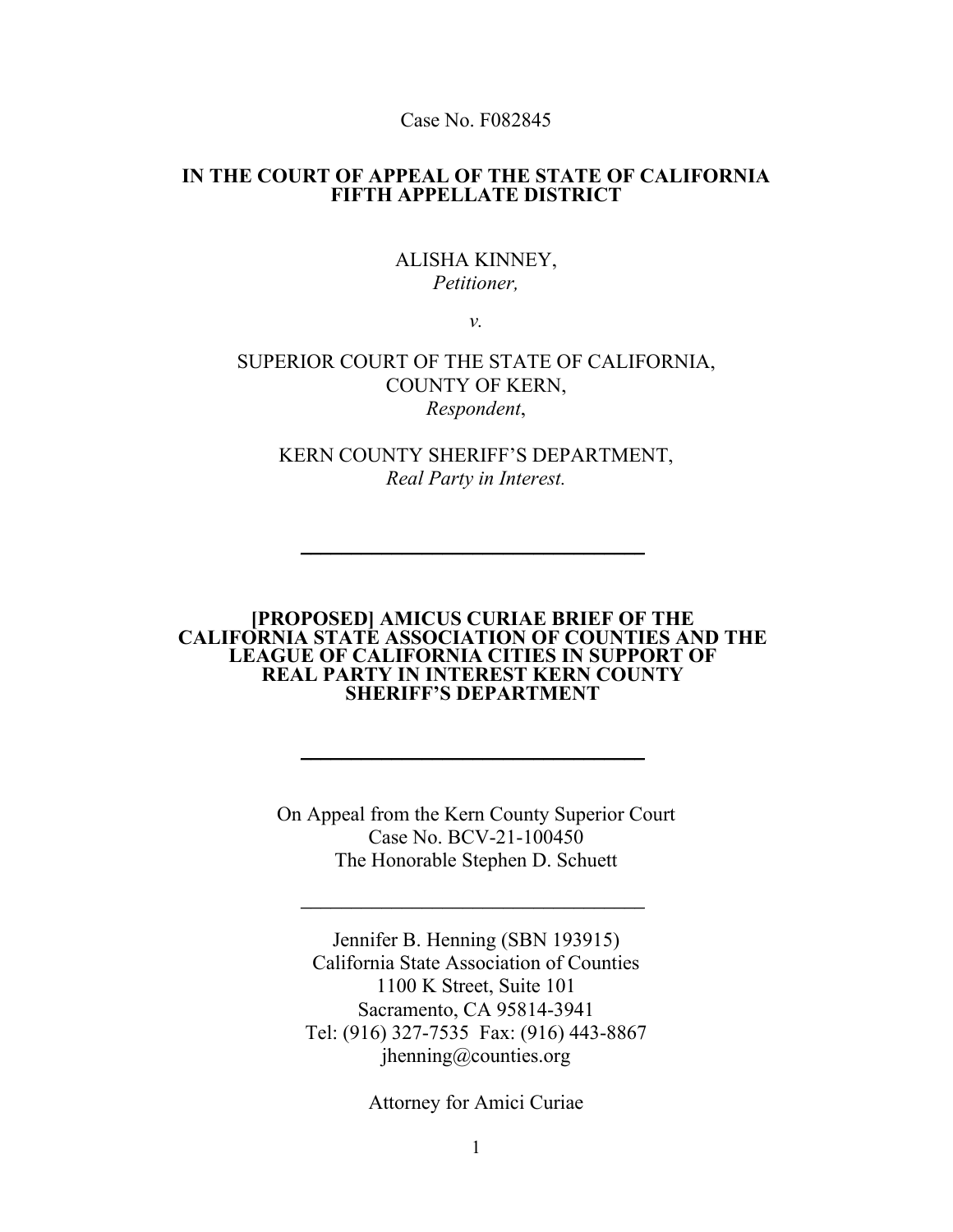Case No. F082845

**IN THE COURT OF APPEAL OF THE STATE OF CALIFORNIA**
**FIFTH APPELLATE DISTRICT**

ALISHA KINNEY,
*Petitioner,*

*v.*

SUPERIOR COURT OF THE STATE OF CALIFORNIA,
COUNTY OF KERN,
*Respondent*,

KERN COUNTY SHERIFF'S DEPARTMENT,
*Real Party in Interest.*

---

**[PROPOSED] AMICUS CURIAE BRIEF OF THE CALIFORNIA STATE ASSOCIATION OF COUNTIES AND THE LEAGUE OF CALIFORNIA CITIES IN SUPPORT OF REAL PARTY IN INTEREST KERN COUNTY SHERIFF'S DEPARTMENT**

---

On Appeal from the Kern County Superior Court
Case No. BCV-21-100450
The Honorable Stephen D. Schuett

---

Jennifer B. Henning (SBN 193915)
California State Association of Counties
1100 K Street, Suite 101
Sacramento, CA 95814-3941
Tel: (916) 327-7535 Fax: (916) 443-8867
jhenning@counties.org

Attorney for Amici Curiae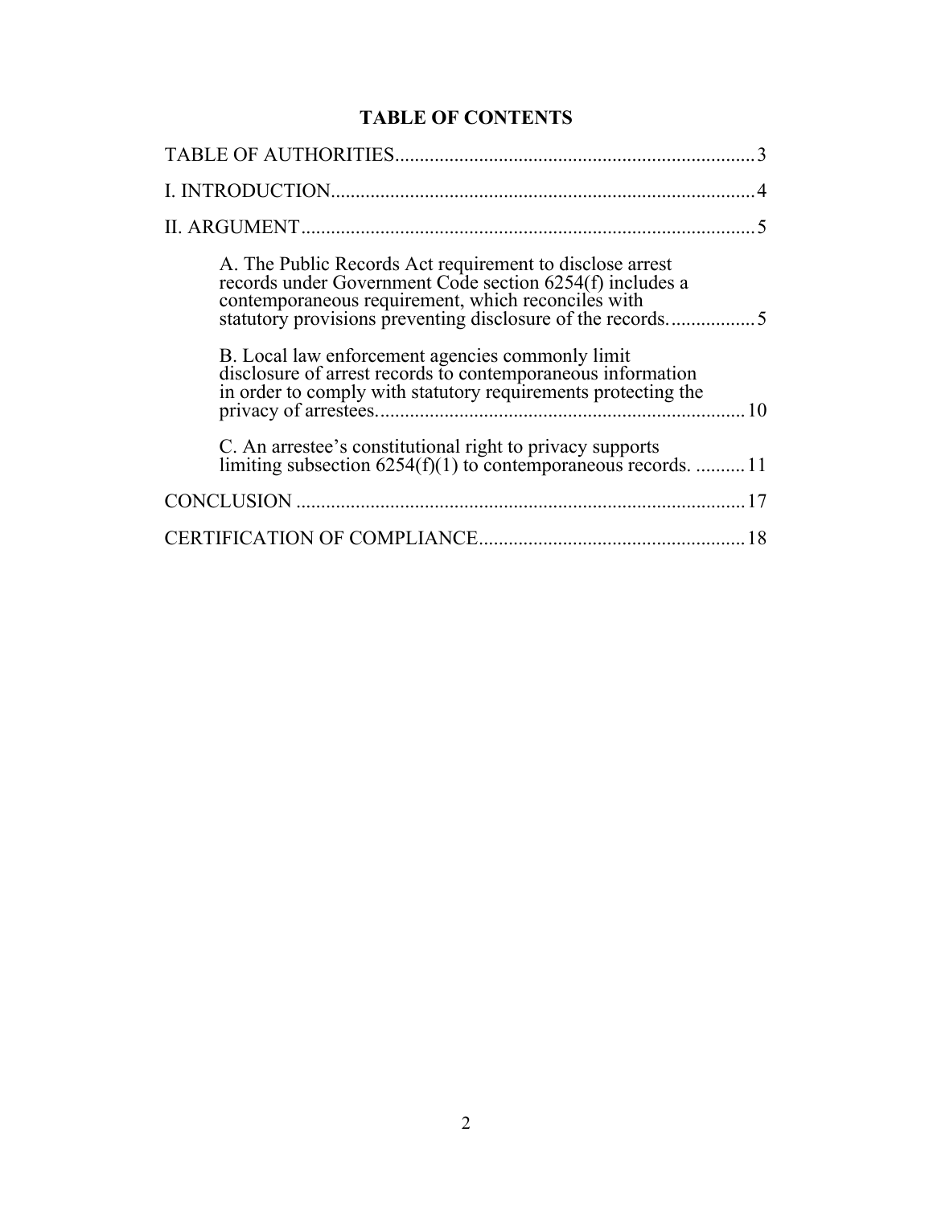# TABLE OF CONTENTS

TABLE OF AUTHORITIES .......... 3

I. INTRODUCTION .......... 4

II. ARGUMENT .......... 5

- A. The Public Records Act requirement to disclose arrest records under Government Code section 6254(f) includes a contemporaneous requirement, which reconciles with statutory provisions preventing disclosure of the records. .......... 5
- B. Local law enforcement agencies commonly limit disclosure of arrest records to contemporaneous information in order to comply with statutory requirements protecting the privacy of arrestees. .......... 10
- C. An arrestee's constitutional right to privacy supports limiting subsection 6254(f)(1) to contemporaneous records. .......... 11

CONCLUSION .......... 17

CERTIFICATION OF COMPLIANCE .......... 18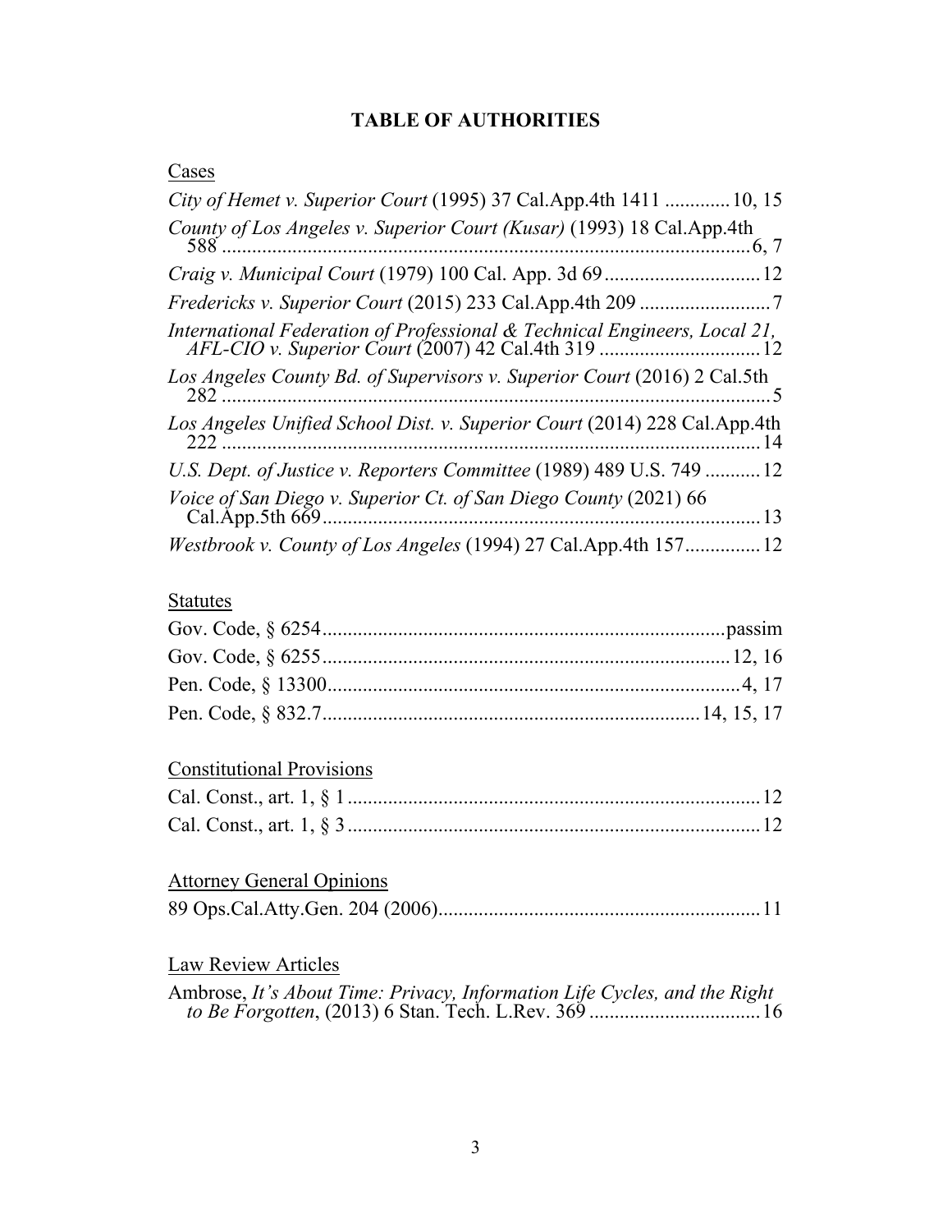# TABLE OF AUTHORITIES

Cases

*City of Hemet v. Superior Court* (1995) 37 Cal.App.4th 1411 ............. 10, 15

*County of Los Angeles v. Superior Court (Kusar)* (1993) 18 Cal.App.4th 588 ............................................................................................ 6, 7

*Craig v. Municipal Court* (1979) 100 Cal. App. 3d 69 ............................... 12

*Fredericks v. Superior Court* (2015) 233 Cal.App.4th 209 .......................... 7

*International Federation of Professional & Technical Engineers, Local 21, AFL-CIO v. Superior Court* (2007) 42 Cal.4th 319 ................................ 12

*Los Angeles County Bd. of Supervisors v. Superior Court* (2016) 2 Cal.5th 282 ............................................................................................... 5

*Los Angeles Unified School Dist. v. Superior Court* (2014) 228 Cal.App.4th 222 ............................................................................................. 14

*U.S. Dept. of Justice v. Reporters Committee* (1989) 489 U.S. 749 ........... 12

*Voice of San Diego v. Superior Ct. of San Diego County* (2021) 66 Cal.App.5th 669 ...................................................................................... 13

*Westbrook v. County of Los Angeles* (1994) 27 Cal.App.4th 157............... 12

Statutes

Gov. Code, § 6254 ................................................................................ passim

Gov. Code, § 6255 ................................................................................ 12, 16

Pen. Code, § 13300 .................................................................................. 4, 17

Pen. Code, § 832.7 .......................................................................... 14, 15, 17

Constitutional Provisions

Cal. Const., art. 1, § 1 ................................................................................. 12

Cal. Const., art. 1, § 3 ................................................................................. 12

Attorney General Opinions

89 Ops.Cal.Atty.Gen. 204 (2006) ............................................................... 11

Law Review Articles

Ambrose, *It's About Time: Privacy, Information Life Cycles, and the Right to Be Forgotten*, (2013) 6 Stan. Tech. L.Rev. 369 .................................. 16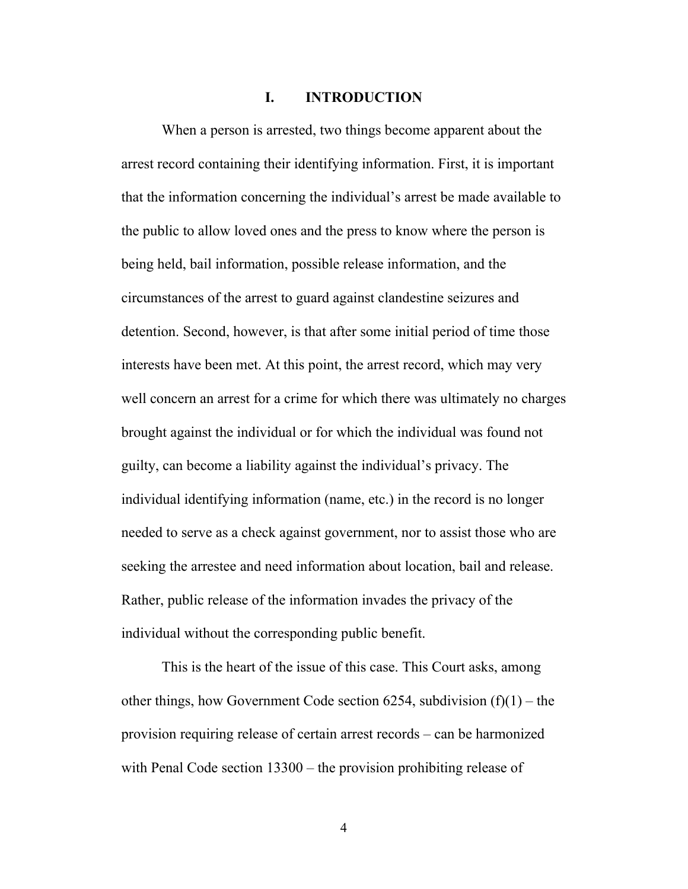# I. INTRODUCTION

When a person is arrested, two things become apparent about the arrest record containing their identifying information. First, it is important that the information concerning the individual's arrest be made available to the public to allow loved ones and the press to know where the person is being held, bail information, possible release information, and the circumstances of the arrest to guard against clandestine seizures and detention. Second, however, is that after some initial period of time those interests have been met. At this point, the arrest record, which may very well concern an arrest for a crime for which there was ultimately no charges brought against the individual or for which the individual was found not guilty, can become a liability against the individual's privacy. The individual identifying information (name, etc.) in the record is no longer needed to serve as a check against government, nor to assist those who are seeking the arrestee and need information about location, bail and release. Rather, public release of the information invades the privacy of the individual without the corresponding public benefit.

This is the heart of the issue of this case. This Court asks, among other things, how Government Code section 6254, subdivision (f)(1) – the provision requiring release of certain arrest records – can be harmonized with Penal Code section 13300 – the provision prohibiting release of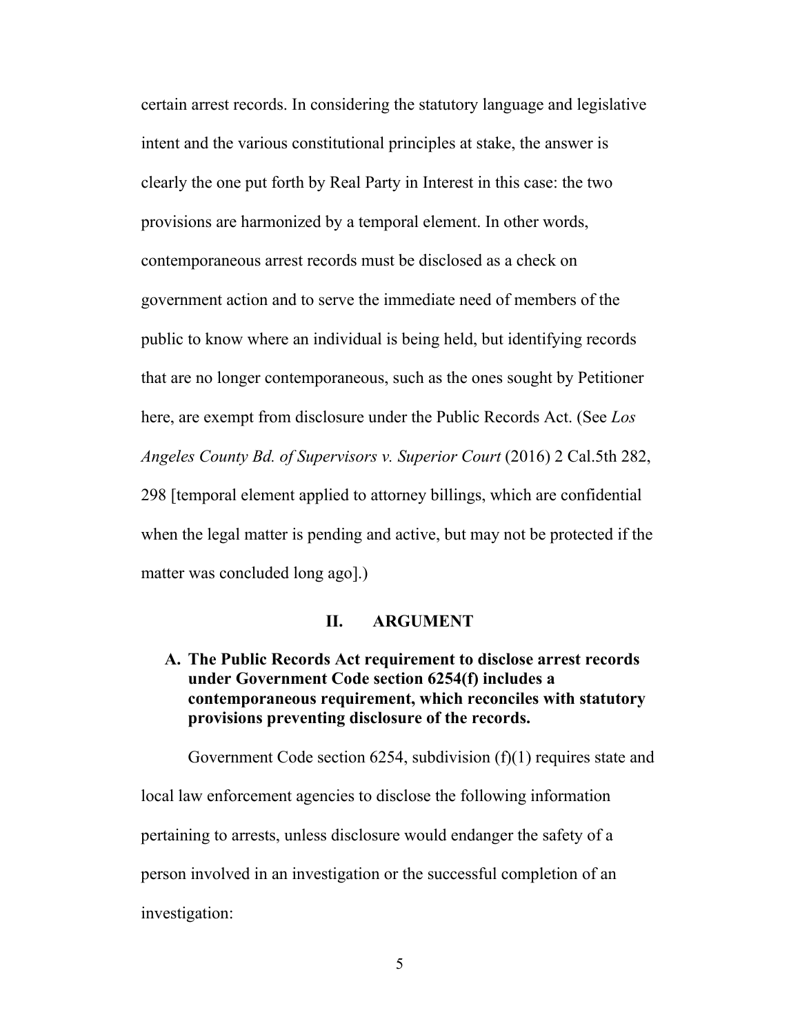certain arrest records. In considering the statutory language and legislative intent and the various constitutional principles at stake, the answer is clearly the one put forth by Real Party in Interest in this case: the two provisions are harmonized by a temporal element. In other words, contemporaneous arrest records must be disclosed as a check on government action and to serve the immediate need of members of the public to know where an individual is being held, but identifying records that are no longer contemporaneous, such as the ones sought by Petitioner here, are exempt from disclosure under the Public Records Act. (See *Los Angeles County Bd. of Supervisors v. Superior Court* (2016) 2 Cal.5th 282, 298 [temporal element applied to attorney billings, which are confidential when the legal matter is pending and active, but may not be protected if the matter was concluded long ago].)

## II. ARGUMENT

### A. The Public Records Act requirement to disclose arrest records under Government Code section 6254(f) includes a contemporaneous requirement, which reconciles with statutory provisions preventing disclosure of the records.

Government Code section 6254, subdivision (f)(1) requires state and local law enforcement agencies to disclose the following information pertaining to arrests, unless disclosure would endanger the safety of a person involved in an investigation or the successful completion of an investigation: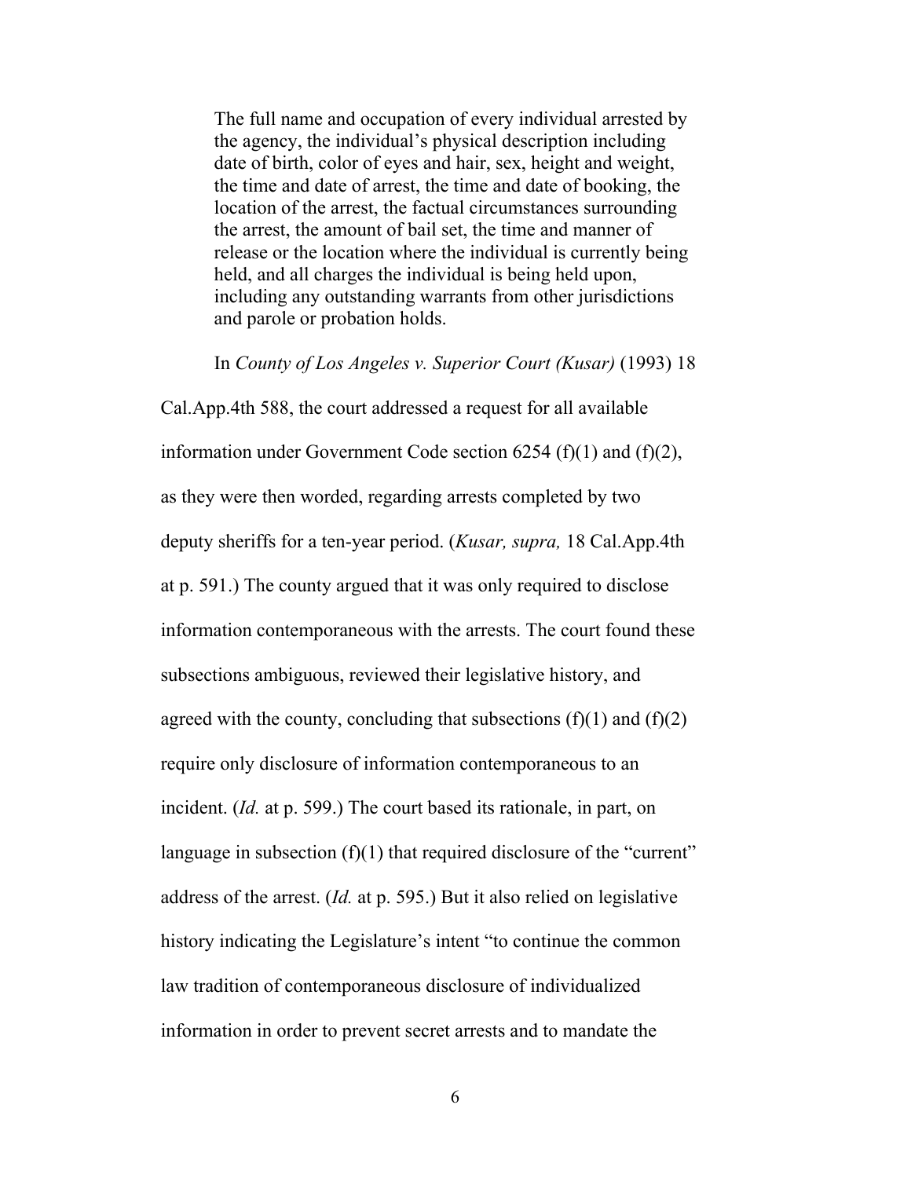> The full name and occupation of every individual arrested by the agency, the individual's physical description including date of birth, color of eyes and hair, sex, height and weight, the time and date of arrest, the time and date of booking, the location of the arrest, the factual circumstances surrounding the arrest, the amount of bail set, the time and manner of release or the location where the individual is currently being held, and all charges the individual is being held upon, including any outstanding warrants from other jurisdictions and parole or probation holds.

In *County of Los Angeles v. Superior Court (Kusar)* (1993) 18 Cal.App.4th 588, the court addressed a request for all available information under Government Code section 6254 (f)(1) and (f)(2), as they were then worded, regarding arrests completed by two deputy sheriffs for a ten-year period. (*Kusar, supra,* 18 Cal.App.4th at p. 591.) The county argued that it was only required to disclose information contemporaneous with the arrests. The court found these subsections ambiguous, reviewed their legislative history, and agreed with the county, concluding that subsections (f)(1) and (f)(2) require only disclosure of information contemporaneous to an incident. (*Id.* at p. 599.) The court based its rationale, in part, on language in subsection (f)(1) that required disclosure of the "current" address of the arrest. (*Id.* at p. 595.) But it also relied on legislative history indicating the Legislature's intent "to continue the common law tradition of contemporaneous disclosure of individualized information in order to prevent secret arrests and to mandate the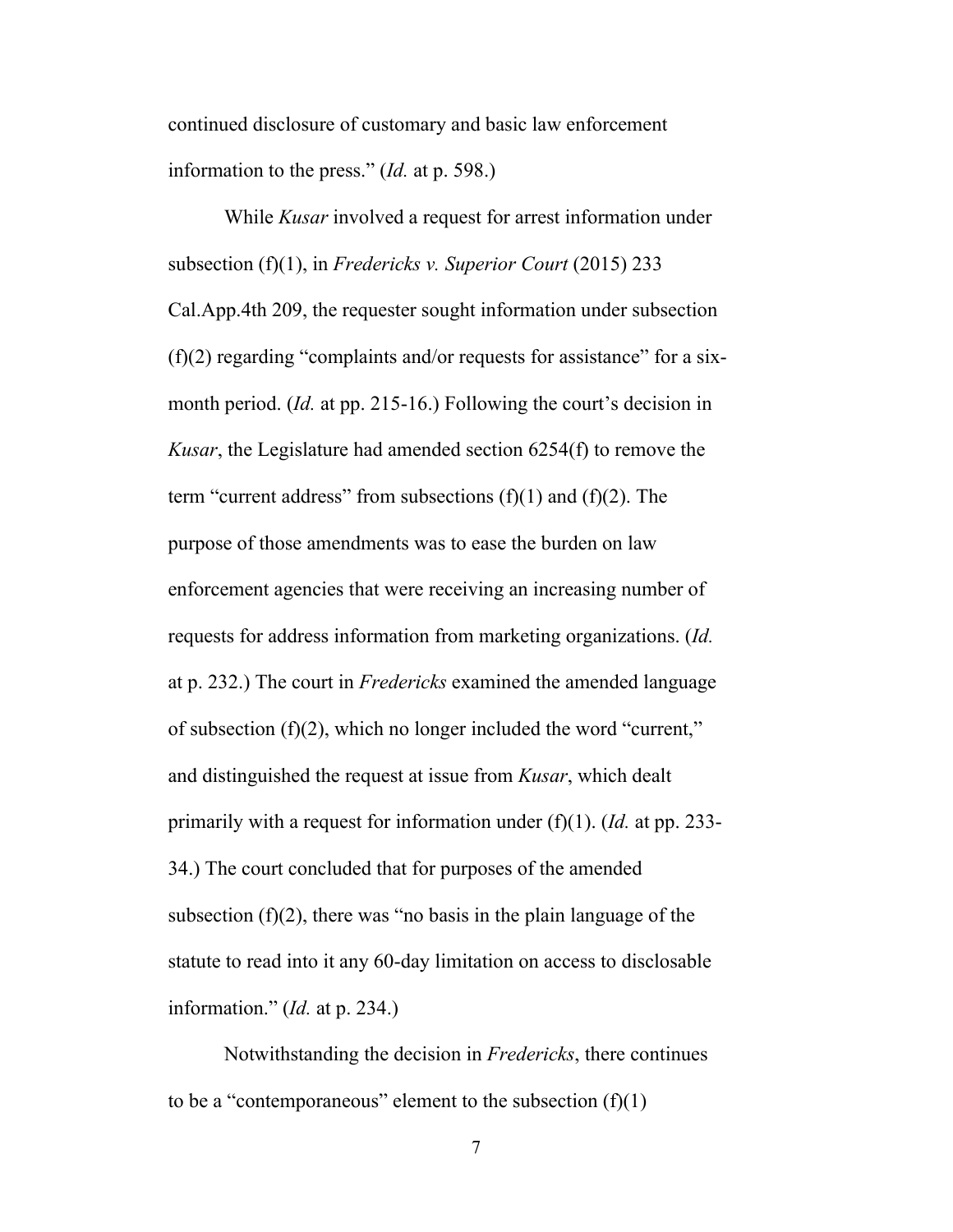continued disclosure of customary and basic law enforcement information to the press." (*Id.* at p. 598.)

While *Kusar* involved a request for arrest information under subsection (f)(1), in *Fredericks v. Superior Court* (2015) 233 Cal.App.4th 209, the requester sought information under subsection (f)(2) regarding "complaints and/or requests for assistance" for a six-month period. (*Id.* at pp. 215-16.) Following the court's decision in *Kusar*, the Legislature had amended section 6254(f) to remove the term "current address" from subsections (f)(1) and (f)(2). The purpose of those amendments was to ease the burden on law enforcement agencies that were receiving an increasing number of requests for address information from marketing organizations. (*Id.* at p. 232.) The court in *Fredericks* examined the amended language of subsection (f)(2), which no longer included the word "current," and distinguished the request at issue from *Kusar*, which dealt primarily with a request for information under (f)(1). (*Id.* at pp. 233-34.) The court concluded that for purposes of the amended subsection (f)(2), there was "no basis in the plain language of the statute to read into it any 60-day limitation on access to disclosable information." (*Id.* at p. 234.)

Notwithstanding the decision in *Fredericks*, there continues to be a "contemporaneous" element to the subsection (f)(1)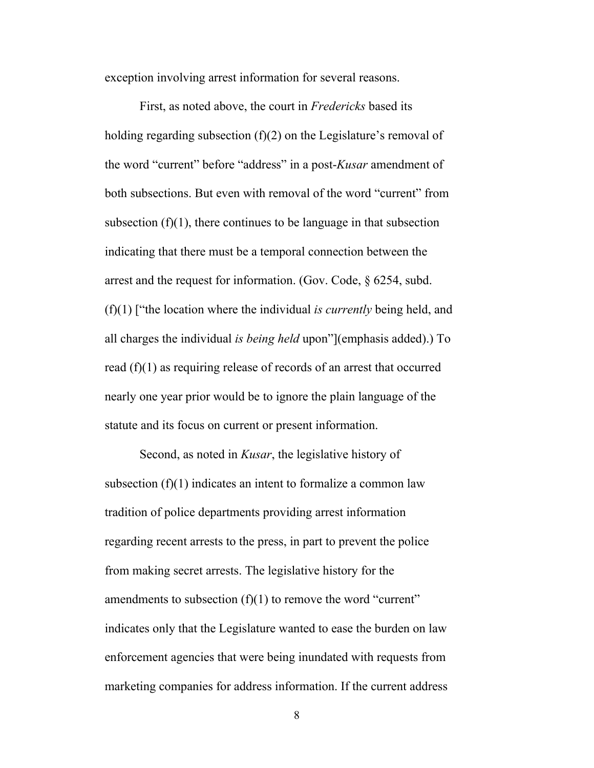exception involving arrest information for several reasons.

First, as noted above, the court in *Fredericks* based its holding regarding subsection (f)(2) on the Legislature's removal of the word "current" before "address" in a post-*Kusar* amendment of both subsections. But even with removal of the word "current" from subsection (f)(1), there continues to be language in that subsection indicating that there must be a temporal connection between the arrest and the request for information. (Gov. Code, § 6254, subd. (f)(1) ["the location where the individual *is currently* being held, and all charges the individual *is being held* upon"](emphasis added).) To read (f)(1) as requiring release of records of an arrest that occurred nearly one year prior would be to ignore the plain language of the statute and its focus on current or present information.

Second, as noted in *Kusar*, the legislative history of subsection (f)(1) indicates an intent to formalize a common law tradition of police departments providing arrest information regarding recent arrests to the press, in part to prevent the police from making secret arrests. The legislative history for the amendments to subsection (f)(1) to remove the word "current" indicates only that the Legislature wanted to ease the burden on law enforcement agencies that were being inundated with requests from marketing companies for address information. If the current address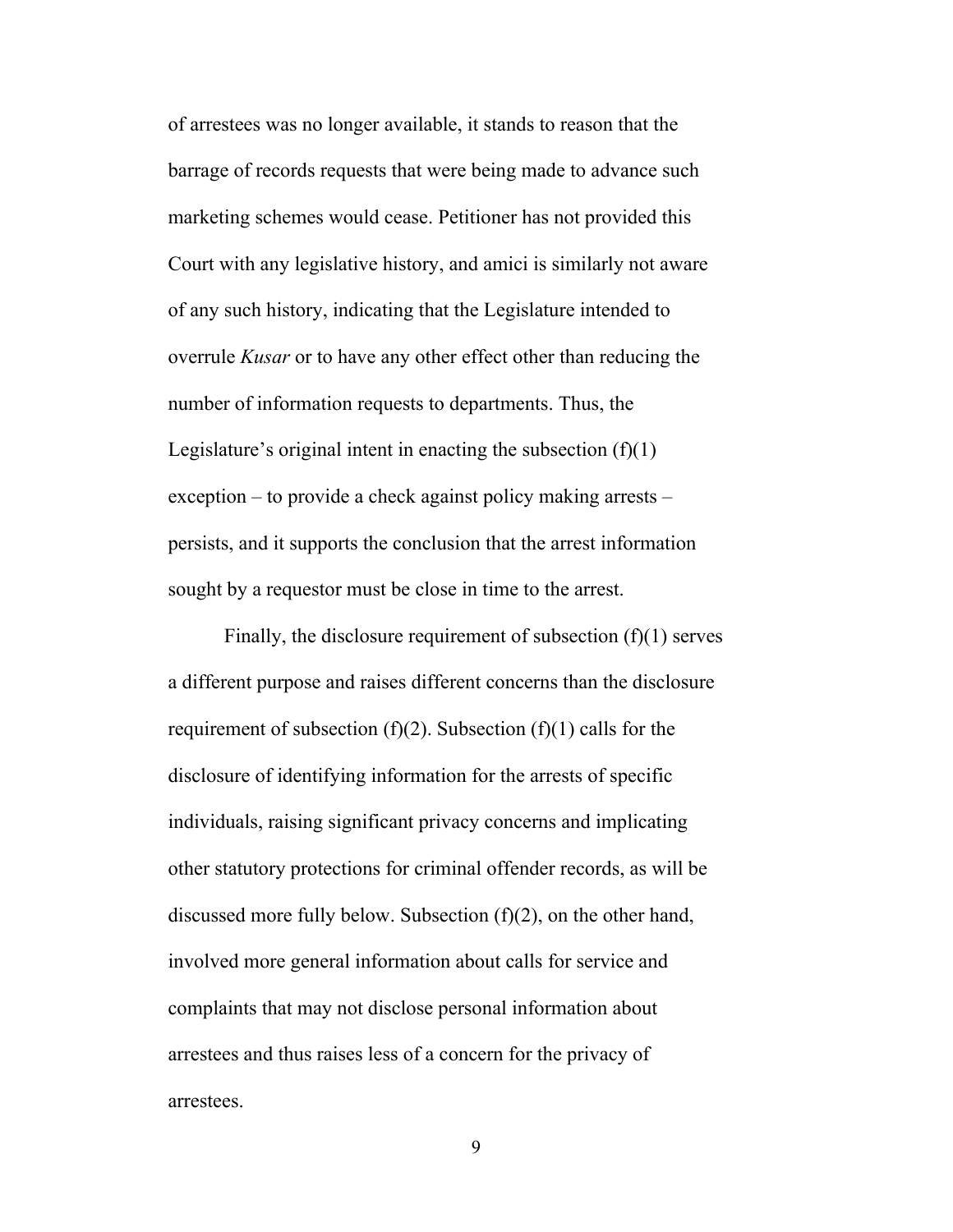of arrestees was no longer available, it stands to reason that the barrage of records requests that were being made to advance such marketing schemes would cease. Petitioner has not provided this Court with any legislative history, and amici is similarly not aware of any such history, indicating that the Legislature intended to overrule *Kusar* or to have any other effect other than reducing the number of information requests to departments. Thus, the Legislature's original intent in enacting the subsection (f)(1) exception – to provide a check against policy making arrests – persists, and it supports the conclusion that the arrest information sought by a requestor must be close in time to the arrest.

Finally, the disclosure requirement of subsection (f)(1) serves a different purpose and raises different concerns than the disclosure requirement of subsection (f)(2). Subsection (f)(1) calls for the disclosure of identifying information for the arrests of specific individuals, raising significant privacy concerns and implicating other statutory protections for criminal offender records, as will be discussed more fully below. Subsection (f)(2), on the other hand, involved more general information about calls for service and complaints that may not disclose personal information about arrestees and thus raises less of a concern for the privacy of arrestees.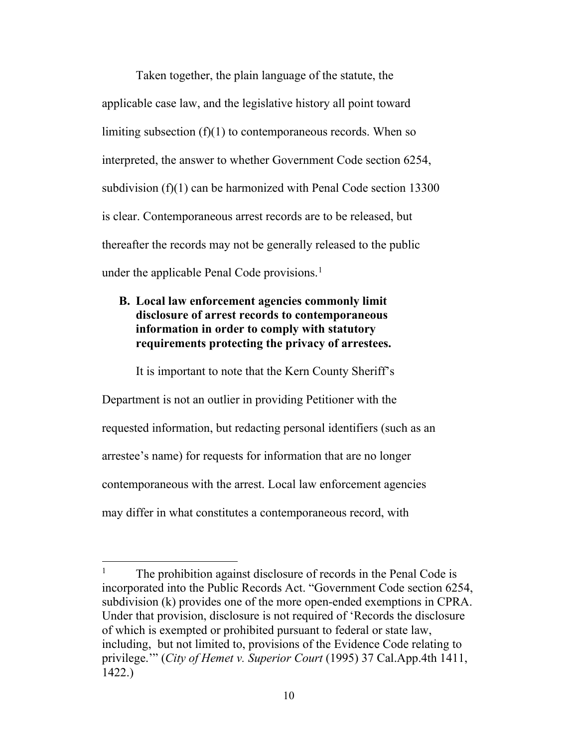Taken together, the plain language of the statute, the applicable case law, and the legislative history all point toward limiting subsection (f)(1) to contemporaneous records. When so interpreted, the answer to whether Government Code section 6254, subdivision (f)(1) can be harmonized with Penal Code section 13300 is clear. Contemporaneous arrest records are to be released, but thereafter the records may not be generally released to the public under the applicable Penal Code provisions.[1]

## B. Local law enforcement agencies commonly limit disclosure of arrest records to contemporaneous information in order to comply with statutory requirements protecting the privacy of arrestees.

It is important to note that the Kern County Sheriff's Department is not an outlier in providing Petitioner with the requested information, but redacting personal identifiers (such as an arrestee's name) for requests for information that are no longer contemporaneous with the arrest. Local law enforcement agencies may differ in what constitutes a contemporaneous record, with

---

[1] The prohibition against disclosure of records in the Penal Code is incorporated into the Public Records Act. "Government Code section 6254, subdivision (k) provides one of the more open-ended exemptions in CPRA. Under that provision, disclosure is not required of 'Records the disclosure of which is exempted or prohibited pursuant to federal or state law, including, but not limited to, provisions of the Evidence Code relating to privilege.'" (*City of Hemet v. Superior Court* (1995) 37 Cal.App.4th 1411, 1422.)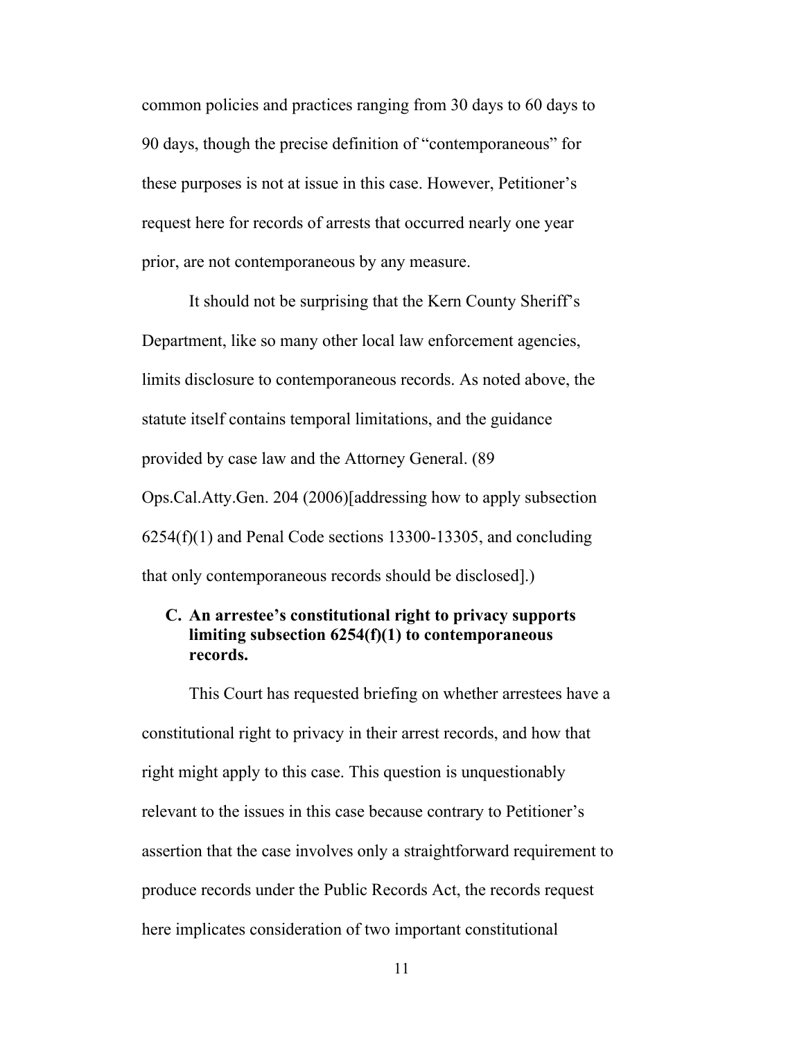common policies and practices ranging from 30 days to 60 days to 90 days, though the precise definition of "contemporaneous" for these purposes is not at issue in this case. However, Petitioner's request here for records of arrests that occurred nearly one year prior, are not contemporaneous by any measure.

It should not be surprising that the Kern County Sheriff's Department, like so many other local law enforcement agencies, limits disclosure to contemporaneous records. As noted above, the statute itself contains temporal limitations, and the guidance provided by case law and the Attorney General. (89 Ops.Cal.Atty.Gen. 204 (2006)[addressing how to apply subsection 6254(f)(1) and Penal Code sections 13300-13305, and concluding that only contemporaneous records should be disclosed].)

### C. An arrestee's constitutional right to privacy supports limiting subsection 6254(f)(1) to contemporaneous records.

This Court has requested briefing on whether arrestees have a constitutional right to privacy in their arrest records, and how that right might apply to this case. This question is unquestionably relevant to the issues in this case because contrary to Petitioner's assertion that the case involves only a straightforward requirement to produce records under the Public Records Act, the records request here implicates consideration of two important constitutional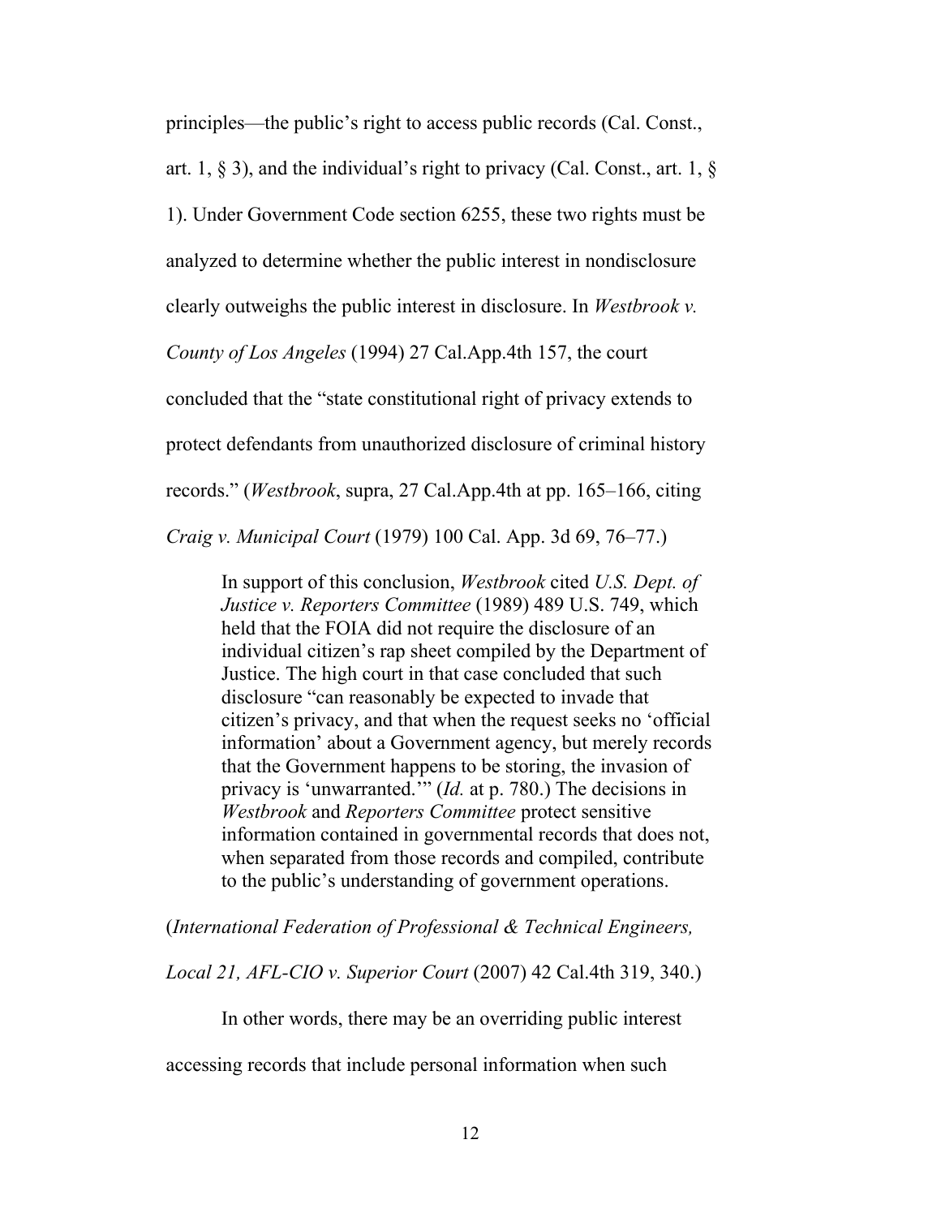principles—the public's right to access public records (Cal. Const., art. 1, § 3), and the individual's right to privacy (Cal. Const., art. 1, § 1). Under Government Code section 6255, these two rights must be analyzed to determine whether the public interest in nondisclosure clearly outweighs the public interest in disclosure. In *Westbrook v. County of Los Angeles* (1994) 27 Cal.App.4th 157, the court concluded that the "state constitutional right of privacy extends to protect defendants from unauthorized disclosure of criminal history records." (*Westbrook*, supra, 27 Cal.App.4th at pp. 165–166, citing *Craig v. Municipal Court* (1979) 100 Cal. App. 3d 69, 76–77.)

> In support of this conclusion, *Westbrook* cited *U.S. Dept. of Justice v. Reporters Committee* (1989) 489 U.S. 749, which held that the FOIA did not require the disclosure of an individual citizen's rap sheet compiled by the Department of Justice. The high court in that case concluded that such disclosure "can reasonably be expected to invade that citizen's privacy, and that when the request seeks no 'official information' about a Government agency, but merely records that the Government happens to be storing, the invasion of privacy is 'unwarranted.'" (*Id.* at p. 780.) The decisions in *Westbrook* and *Reporters Committee* protect sensitive information contained in governmental records that does not, when separated from those records and compiled, contribute to the public's understanding of government operations.

(*International Federation of Professional & Technical Engineers, Local 21, AFL-CIO v. Superior Court* (2007) 42 Cal.4th 319, 340.)

In other words, there may be an overriding public interest accessing records that include personal information when such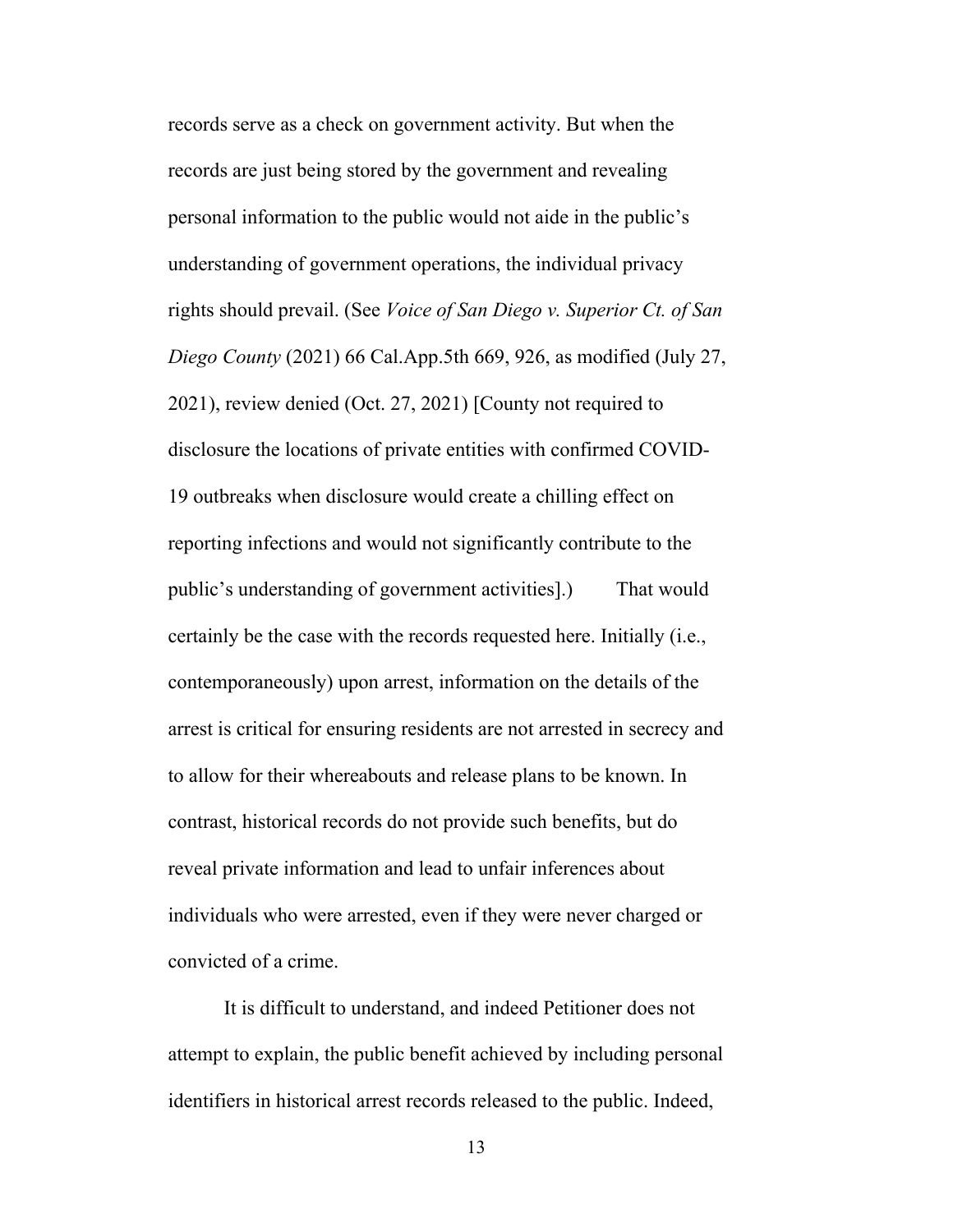records serve as a check on government activity. But when the records are just being stored by the government and revealing personal information to the public would not aide in the public's understanding of government operations, the individual privacy rights should prevail. (See *Voice of San Diego v. Superior Ct. of San Diego County* (2021) 66 Cal.App.5th 669, 926, as modified (July 27, 2021), review denied (Oct. 27, 2021) [County not required to disclosure the locations of private entities with confirmed COVID-19 outbreaks when disclosure would create a chilling effect on reporting infections and would not significantly contribute to the public's understanding of government activities].) That would certainly be the case with the records requested here. Initially (i.e., contemporaneously) upon arrest, information on the details of the arrest is critical for ensuring residents are not arrested in secrecy and to allow for their whereabouts and release plans to be known. In contrast, historical records do not provide such benefits, but do reveal private information and lead to unfair inferences about individuals who were arrested, even if they were never charged or convicted of a crime.

It is difficult to understand, and indeed Petitioner does not attempt to explain, the public benefit achieved by including personal identifiers in historical arrest records released to the public. Indeed,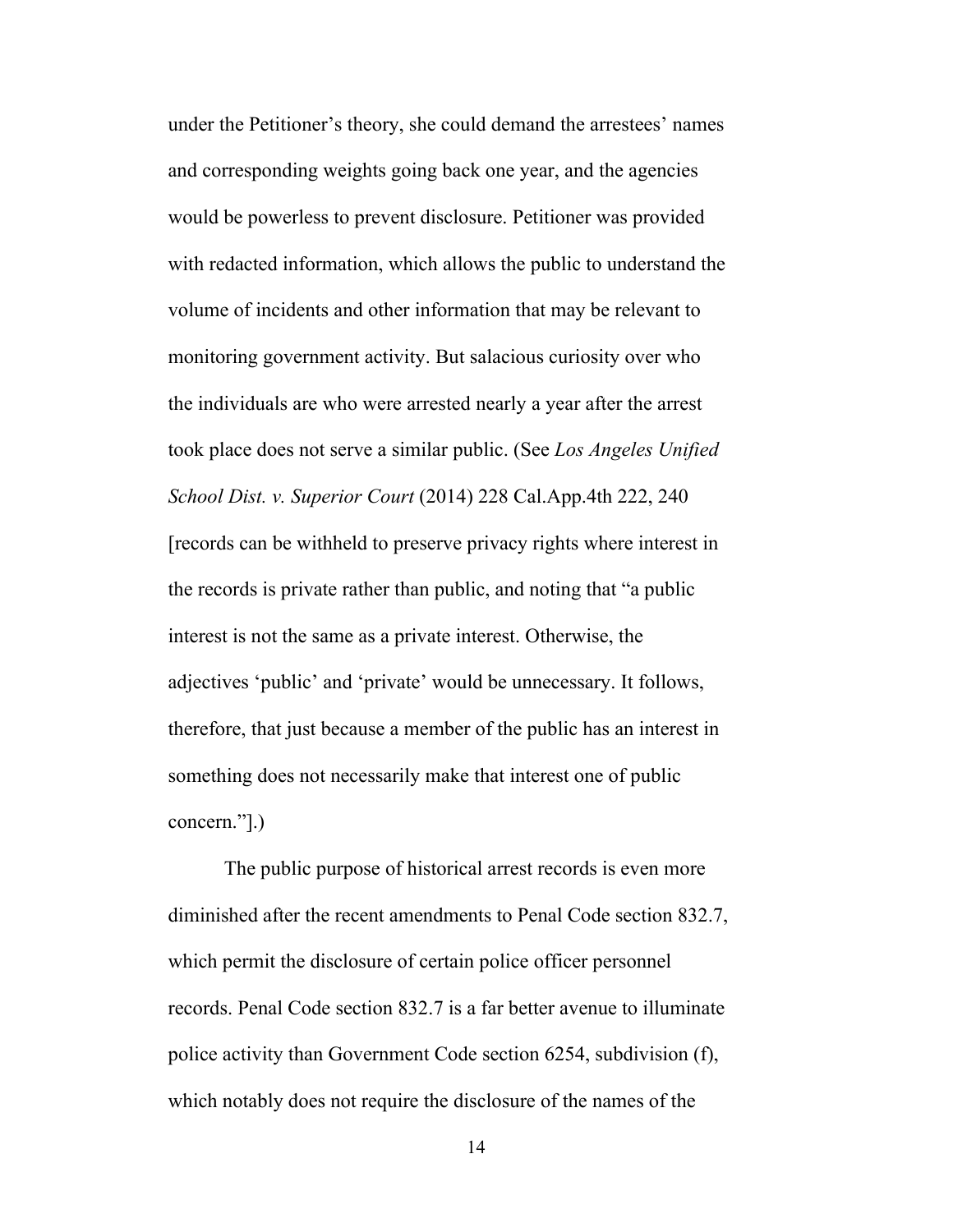under the Petitioner's theory, she could demand the arrestees' names and corresponding weights going back one year, and the agencies would be powerless to prevent disclosure. Petitioner was provided with redacted information, which allows the public to understand the volume of incidents and other information that may be relevant to monitoring government activity. But salacious curiosity over who the individuals are who were arrested nearly a year after the arrest took place does not serve a similar public. (See *Los Angeles Unified School Dist. v. Superior Court* (2014) 228 Cal.App.4th 222, 240 [records can be withheld to preserve privacy rights where interest in the records is private rather than public, and noting that "a public interest is not the same as a private interest. Otherwise, the adjectives 'public' and 'private' would be unnecessary. It follows, therefore, that just because a member of the public has an interest in something does not necessarily make that interest one of public concern."].)

The public purpose of historical arrest records is even more diminished after the recent amendments to Penal Code section 832.7, which permit the disclosure of certain police officer personnel records. Penal Code section 832.7 is a far better avenue to illuminate police activity than Government Code section 6254, subdivision (f), which notably does not require the disclosure of the names of the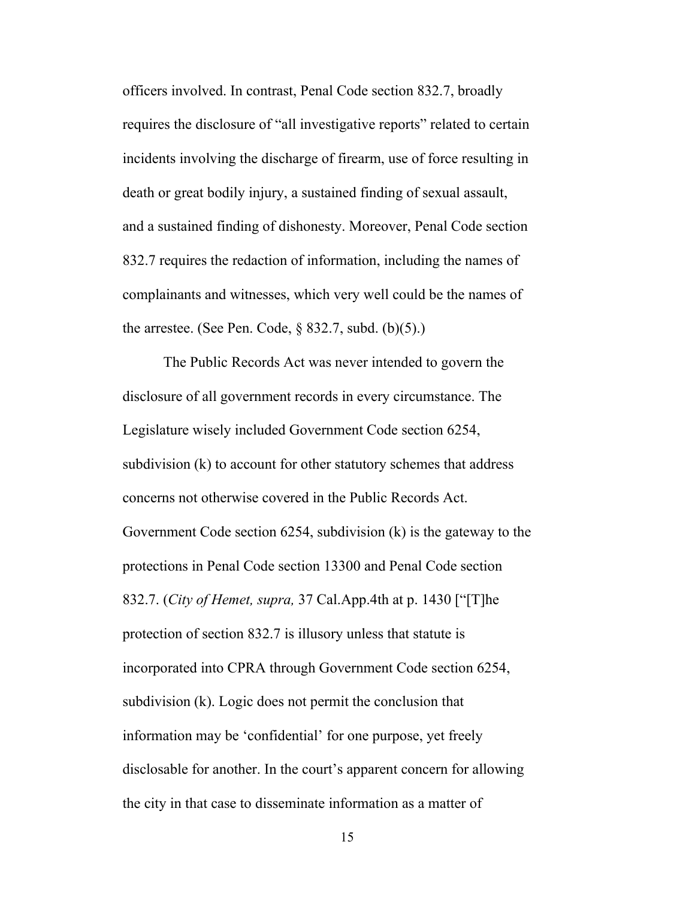officers involved. In contrast, Penal Code section 832.7, broadly requires the disclosure of "all investigative reports" related to certain incidents involving the discharge of firearm, use of force resulting in death or great bodily injury, a sustained finding of sexual assault, and a sustained finding of dishonesty. Moreover, Penal Code section 832.7 requires the redaction of information, including the names of complainants and witnesses, which very well could be the names of the arrestee. (See Pen. Code, § 832.7, subd. (b)(5).)

The Public Records Act was never intended to govern the disclosure of all government records in every circumstance. The Legislature wisely included Government Code section 6254, subdivision (k) to account for other statutory schemes that address concerns not otherwise covered in the Public Records Act. Government Code section 6254, subdivision (k) is the gateway to the protections in Penal Code section 13300 and Penal Code section 832.7. (*City of Hemet, supra,* 37 Cal.App.4th at p. 1430 ["[T]he protection of section 832.7 is illusory unless that statute is incorporated into CPRA through Government Code section 6254, subdivision (k). Logic does not permit the conclusion that information may be 'confidential' for one purpose, yet freely disclosable for another. In the court's apparent concern for allowing the city in that case to disseminate information as a matter of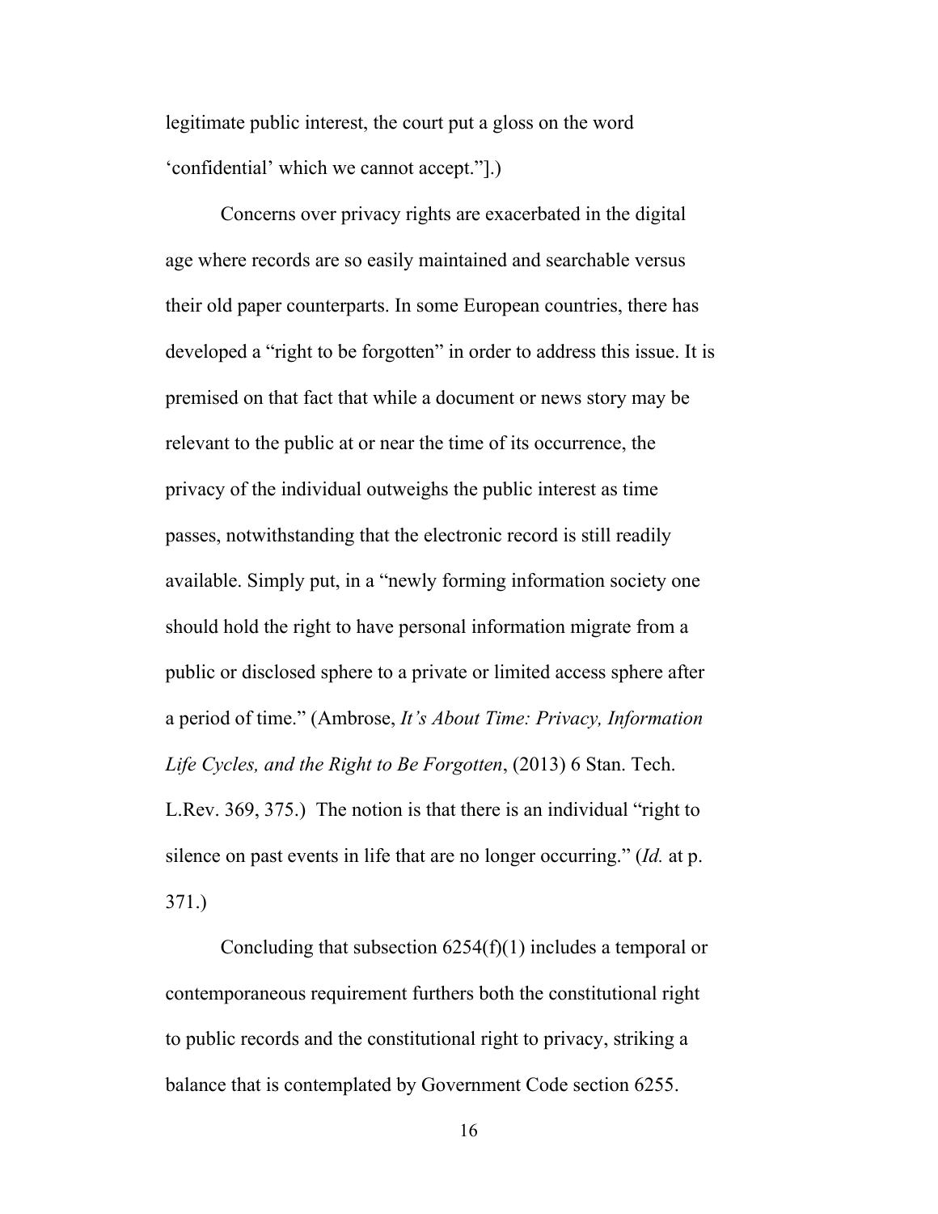legitimate public interest, the court put a gloss on the word 'confidential' which we cannot accept."].)

Concerns over privacy rights are exacerbated in the digital age where records are so easily maintained and searchable versus their old paper counterparts. In some European countries, there has developed a "right to be forgotten" in order to address this issue. It is premised on that fact that while a document or news story may be relevant to the public at or near the time of its occurrence, the privacy of the individual outweighs the public interest as time passes, notwithstanding that the electronic record is still readily available. Simply put, in a "newly forming information society one should hold the right to have personal information migrate from a public or disclosed sphere to a private or limited access sphere after a period of time." (Ambrose, *It's About Time: Privacy, Information Life Cycles, and the Right to Be Forgotten*, (2013) 6 Stan. Tech. L.Rev. 369, 375.) The notion is that there is an individual "right to silence on past events in life that are no longer occurring." (*Id.* at p. 371.)

Concluding that subsection 6254(f)(1) includes a temporal or contemporaneous requirement furthers both the constitutional right to public records and the constitutional right to privacy, striking a balance that is contemplated by Government Code section 6255.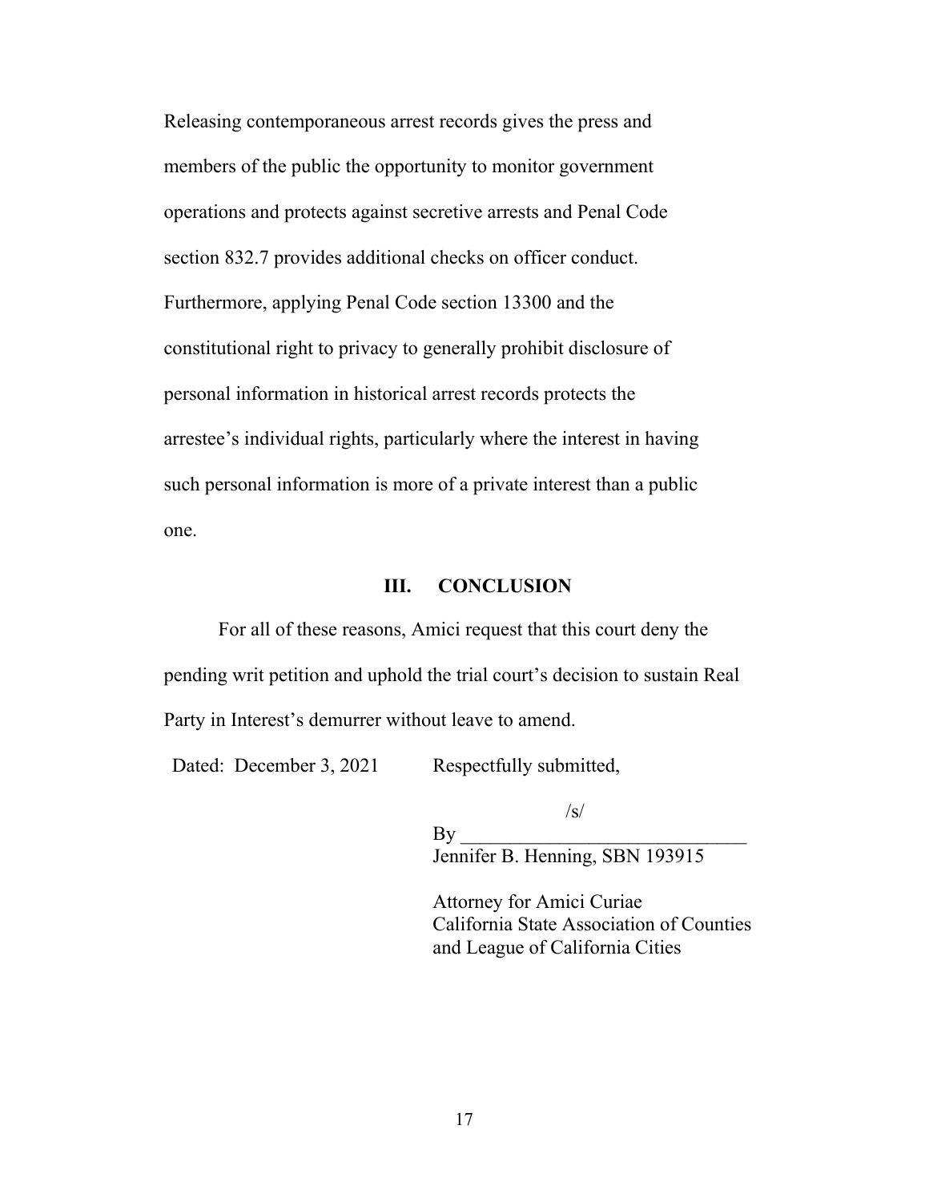Releasing contemporaneous arrest records gives the press and members of the public the opportunity to monitor government operations and protects against secretive arrests and Penal Code section 832.7 provides additional checks on officer conduct. Furthermore, applying Penal Code section 13300 and the constitutional right to privacy to generally prohibit disclosure of personal information in historical arrest records protects the arrestee's individual rights, particularly where the interest in having such personal information is more of a private interest than a public one.

## III. CONCLUSION

For all of these reasons, Amici request that this court deny the pending writ petition and uphold the trial court's decision to sustain Real Party in Interest's demurrer without leave to amend.

Dated: December 3, 2021

Respectfully submitted,

/s/

By ______________________________

Jennifer B. Henning, SBN 193915

Attorney for Amici Curiae
California State Association of Counties
and League of California Cities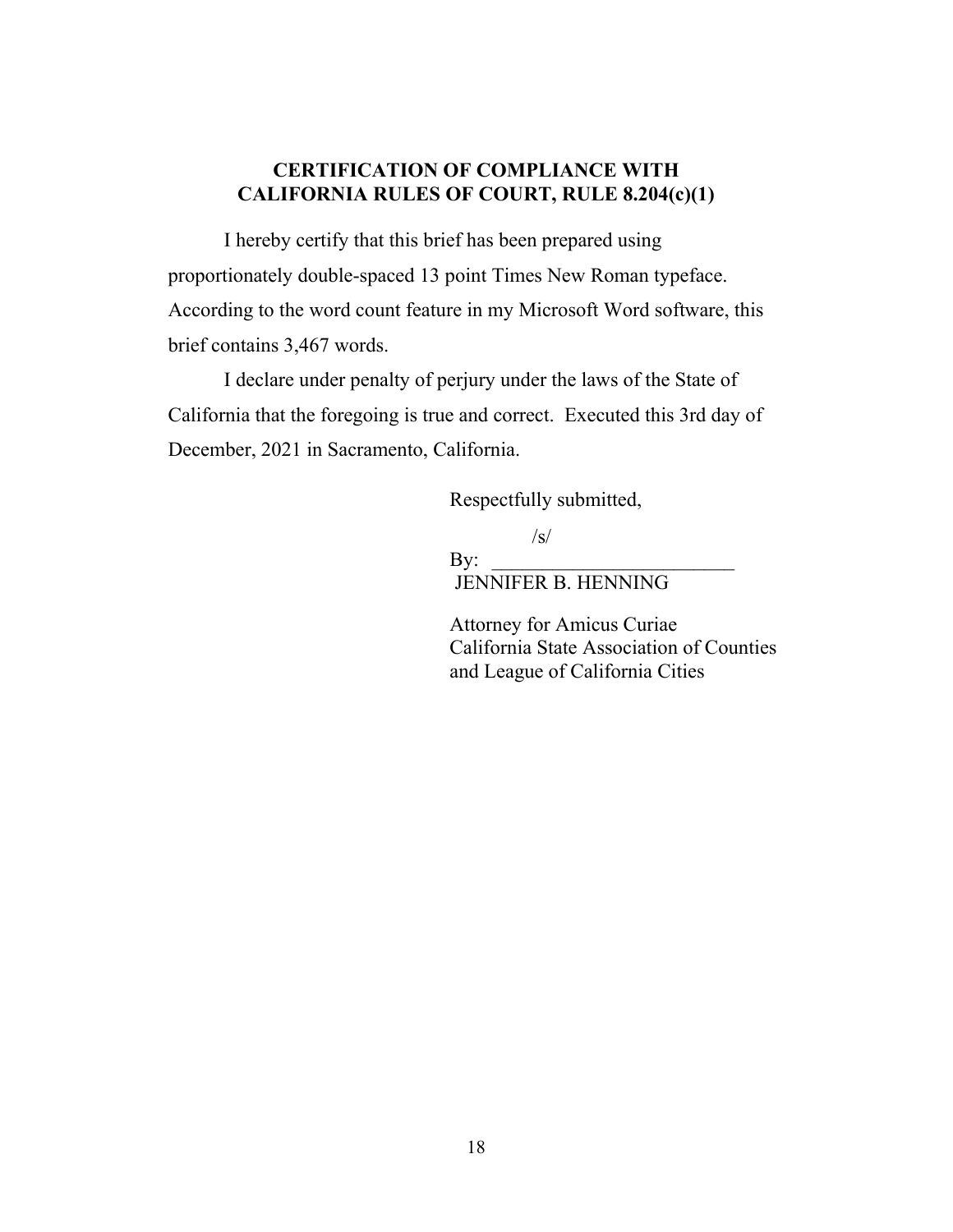**CERTIFICATION OF COMPLIANCE WITH CALIFORNIA RULES OF COURT, RULE 8.204(c)(1)**

I hereby certify that this brief has been prepared using proportionately double-spaced 13 point Times New Roman typeface. According to the word count feature in my Microsoft Word software, this brief contains 3,467 words.

I declare under penalty of perjury under the laws of the State of California that the foregoing is true and correct. Executed this 3rd day of December, 2021 in Sacramento, California.

Respectfully submitted,

/s/
By: ________________________
JENNIFER B. HENNING

Attorney for Amicus Curiae
California State Association of Counties
and League of California Cities